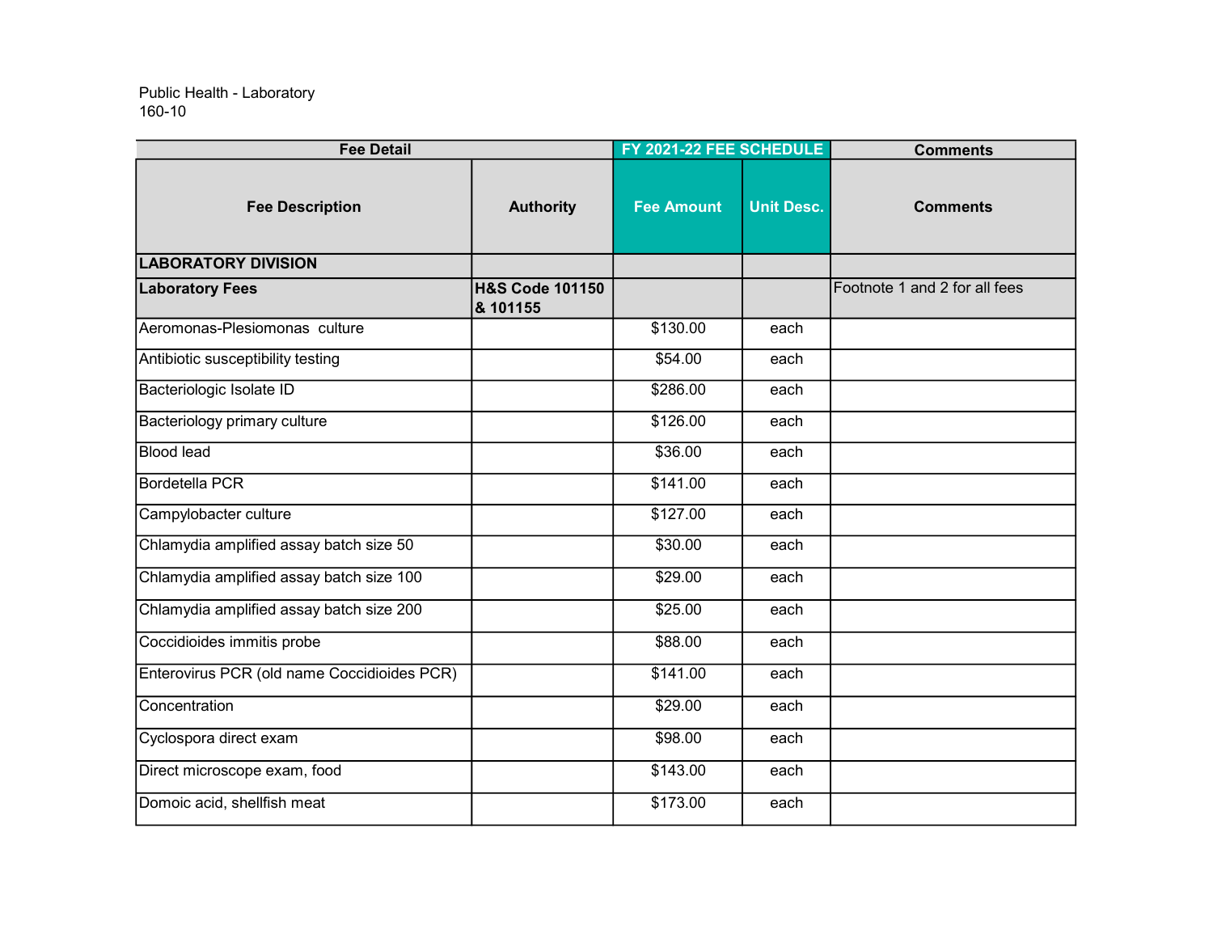Public Health - Laboratory
160-10

| Fee Detail | | FY 2021-22 FEE SCHEDULE | | Comments |
|---|---|---|---|---|
| **Fee Description** | **Authority** | **Fee Amount** | **Unit Desc.** | **Comments** |
| **LABORATORY DIVISION** | | | | |
| **Laboratory Fees** | **H&S Code 101150 & 101155** | | | Footnote 1 and 2 for all fees |
| Aeromonas-Plesiomonas culture | | $130.00 | each | |
| Antibiotic susceptibility testing | | $54.00 | each | |
| Bacteriologic Isolate ID | | $286.00 | each | |
| Bacteriology primary culture | | $126.00 | each | |
| Blood lead | | $36.00 | each | |
| Bordetella PCR | | $141.00 | each | |
| Campylobacter culture | | $127.00 | each | |
| Chlamydia amplified assay batch size 50 | | $30.00 | each | |
| Chlamydia amplified assay batch size 100 | | $29.00 | each | |
| Chlamydia amplified assay batch size 200 | | $25.00 | each | |
| Coccidioides immitis probe | | $88.00 | each | |
| Enterovirus PCR (old name Coccidioides PCR) | | $141.00 | each | |
| Concentration | | $29.00 | each | |
| Cyclospora direct exam | | $98.00 | each | |
| Direct microscope exam, food | | $143.00 | each | |
| Domoic acid, shellfish meat | | $173.00 | each | |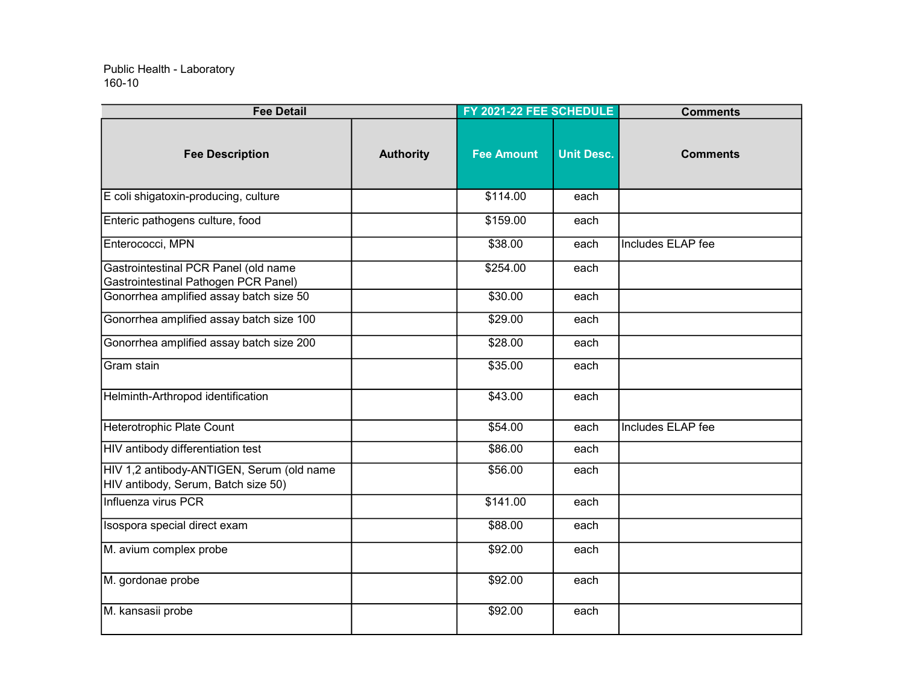Public Health - Laboratory
160-10

| Fee Detail | | FY 2021-22 FEE SCHEDULE | | Comments |
|---|---|---|---|---|
| Fee Description | Authority | Fee Amount | Unit Desc. | Comments |
| E coli shigatoxin-producing, culture | | $114.00 | each | |
| Enteric pathogens culture, food | | $159.00 | each | |
| Enterococci, MPN | | $38.00 | each | Includes ELAP fee |
| Gastrointestinal PCR Panel (old name Gastrointestinal Pathogen PCR Panel) | | $254.00 | each | |
| Gonorrhea amplified assay batch size 50 | | $30.00 | each | |
| Gonorrhea amplified assay batch size 100 | | $29.00 | each | |
| Gonorrhea amplified assay batch size 200 | | $28.00 | each | |
| Gram stain | | $35.00 | each | |
| Helminth-Arthropod identification | | $43.00 | each | |
| Heterotrophic Plate Count | | $54.00 | each | Includes ELAP fee |
| HIV antibody differentiation test | | $86.00 | each | |
| HIV 1,2 antibody-ANTIGEN, Serum (old name HIV antibody, Serum, Batch size 50) | | $56.00 | each | |
| Influenza virus PCR | | $141.00 | each | |
| Isospora special direct exam | | $88.00 | each | |
| M. avium complex probe | | $92.00 | each | |
| M. gordonae probe | | $92.00 | each | |
| M. kansasii probe | | $92.00 | each | |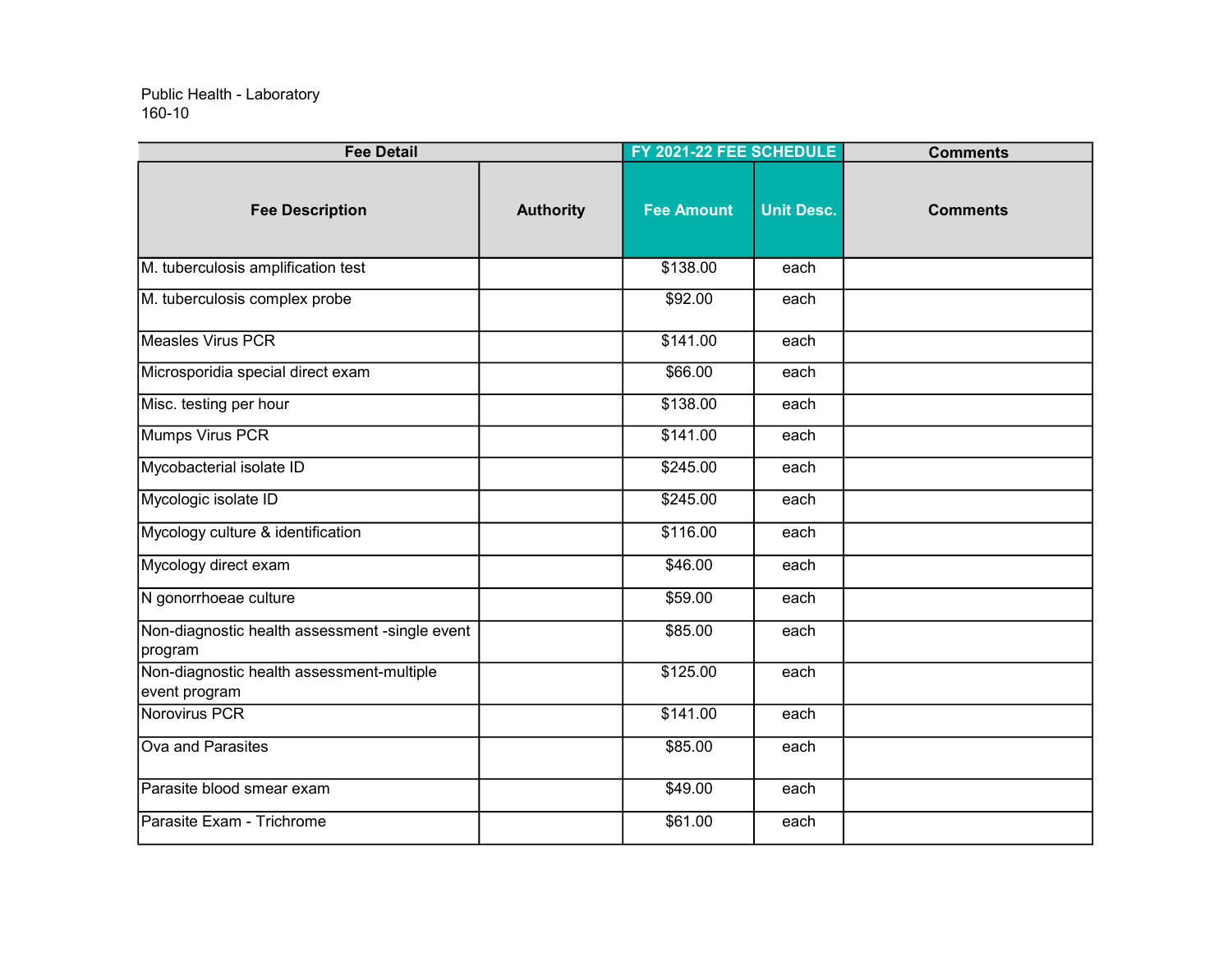Public Health - Laboratory
160-10

| Fee Detail | | FY 2021-22 FEE SCHEDULE | | Comments |
|---|---|---|---|---|
| **Fee Description** | **Authority** | **Fee Amount** | **Unit Desc.** | **Comments** |
| M. tuberculosis amplification test | | $138.00 | each | |
| M. tuberculosis complex probe | | $92.00 | each | |
| Measles Virus PCR | | $141.00 | each | |
| Microsporidia special direct exam | | $66.00 | each | |
| Misc. testing per hour | | $138.00 | each | |
| Mumps Virus PCR | | $141.00 | each | |
| Mycobacterial isolate ID | | $245.00 | each | |
| Mycologic isolate ID | | $245.00 | each | |
| Mycology culture & identification | | $116.00 | each | |
| Mycology direct exam | | $46.00 | each | |
| N gonorrhoeae culture | | $59.00 | each | |
| Non-diagnostic health assessment -single event program | | $85.00 | each | |
| Non-diagnostic health assessment-multiple event program | | $125.00 | each | |
| Norovirus PCR | | $141.00 | each | |
| Ova and Parasites | | $85.00 | each | |
| Parasite blood smear exam | | $49.00 | each | |
| Parasite Exam - Trichrome | | $61.00 | each | |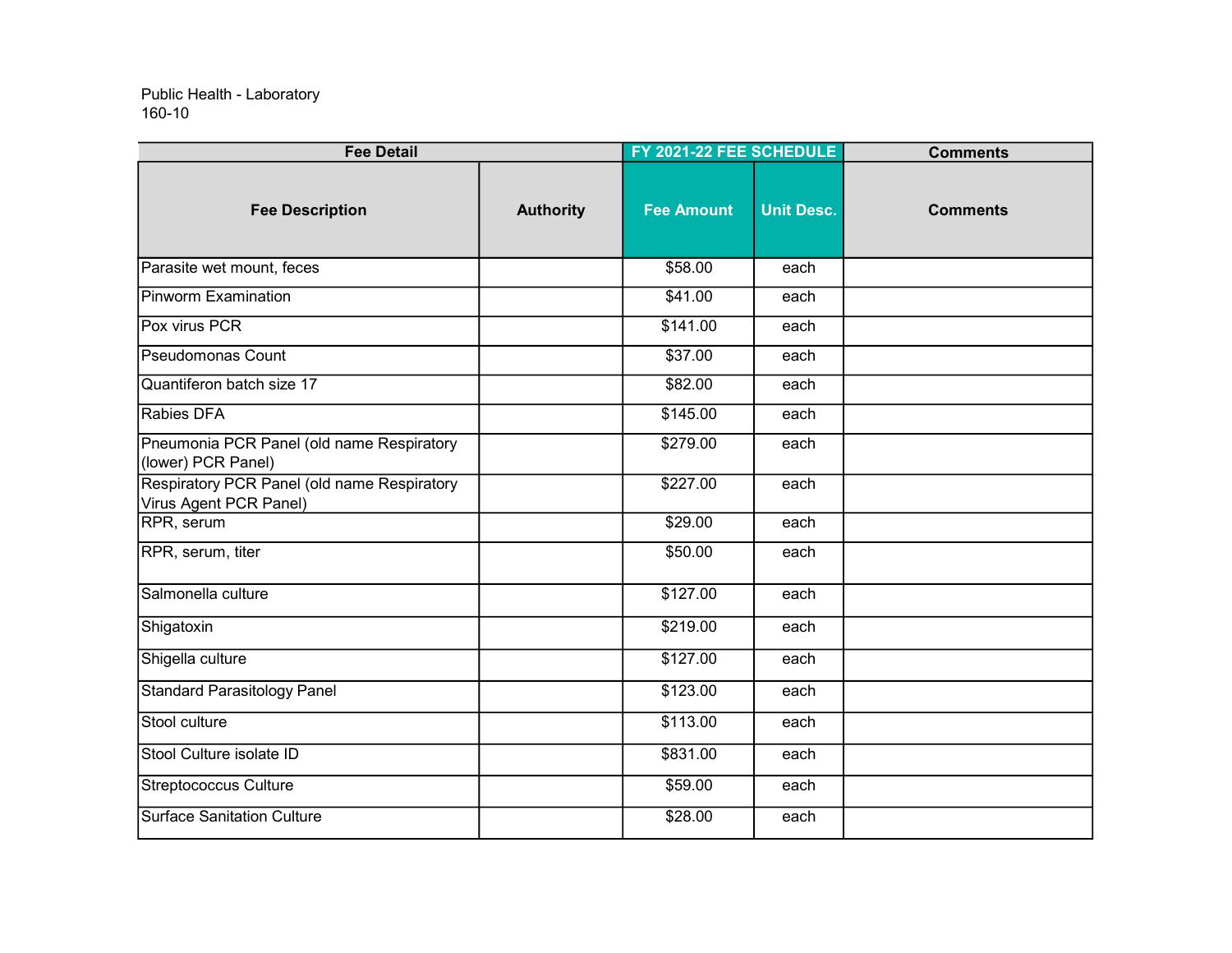Public Health - Laboratory
160-10

| Fee Detail | | FY 2021-22 FEE SCHEDULE | | Comments |
|---|---|---|---|---|
| **Fee Description** | **Authority** | **Fee Amount** | **Unit Desc.** | **Comments** |
| Parasite wet mount, feces | | $58.00 | each | |
| Pinworm Examination | | $41.00 | each | |
| Pox virus PCR | | $141.00 | each | |
| Pseudomonas Count | | $37.00 | each | |
| Quantiferon batch size 17 | | $82.00 | each | |
| Rabies DFA | | $145.00 | each | |
| Pneumonia PCR Panel (old name Respiratory (lower) PCR Panel) | | $279.00 | each | |
| Respiratory PCR Panel (old name Respiratory Virus Agent PCR Panel) | | $227.00 | each | |
| RPR, serum | | $29.00 | each | |
| RPR, serum, titer | | $50.00 | each | |
| Salmonella culture | | $127.00 | each | |
| Shigatoxin | | $219.00 | each | |
| Shigella culture | | $127.00 | each | |
| Standard Parasitology Panel | | $123.00 | each | |
| Stool culture | | $113.00 | each | |
| Stool Culture isolate ID | | $831.00 | each | |
| Streptococcus Culture | | $59.00 | each | |
| Surface Sanitation Culture | | $28.00 | each | |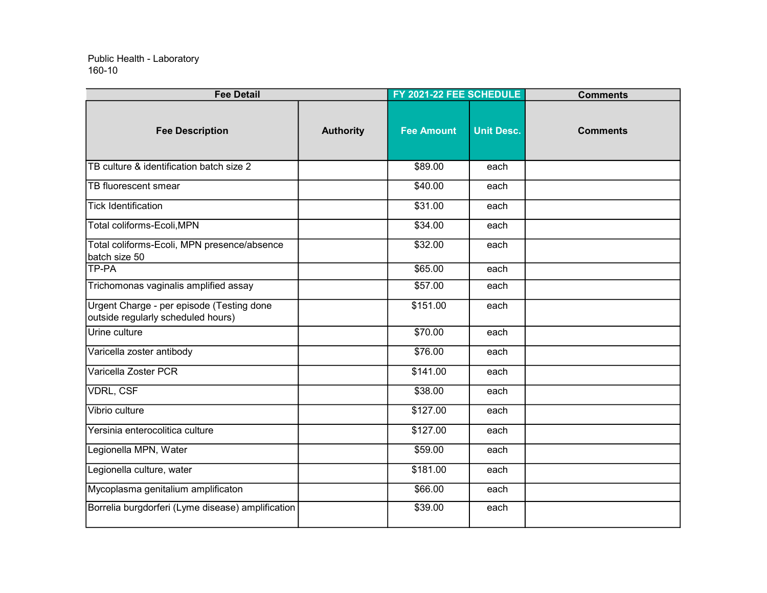Public Health - Laboratory
160-10

| Fee Detail | | FY 2021-22 FEE SCHEDULE | | Comments |
|---|---|---|---|---|
| Fee Description | Authority | Fee Amount | Unit Desc. | Comments |
| TB culture & identification batch size 2 | | $89.00 | each | |
| TB fluorescent smear | | $40.00 | each | |
| Tick Identification | | $31.00 | each | |
| Total coliforms-Ecoli,MPN | | $34.00 | each | |
| Total coliforms-Ecoli, MPN presence/absence batch size 50 | | $32.00 | each | |
| TP-PA | | $65.00 | each | |
| Trichomonas vaginalis amplified assay | | $57.00 | each | |
| Urgent Charge - per episode (Testing done outside regularly scheduled hours) | | $151.00 | each | |
| Urine culture | | $70.00 | each | |
| Varicella zoster antibody | | $76.00 | each | |
| Varicella Zoster PCR | | $141.00 | each | |
| VDRL, CSF | | $38.00 | each | |
| Vibrio culture | | $127.00 | each | |
| Yersinia enterocolitica culture | | $127.00 | each | |
| Legionella MPN, Water | | $59.00 | each | |
| Legionella culture, water | | $181.00 | each | |
| Mycoplasma genitalium amplificaton | | $66.00 | each | |
| Borrelia burgdorferi (Lyme disease) amplification | | $39.00 | each | |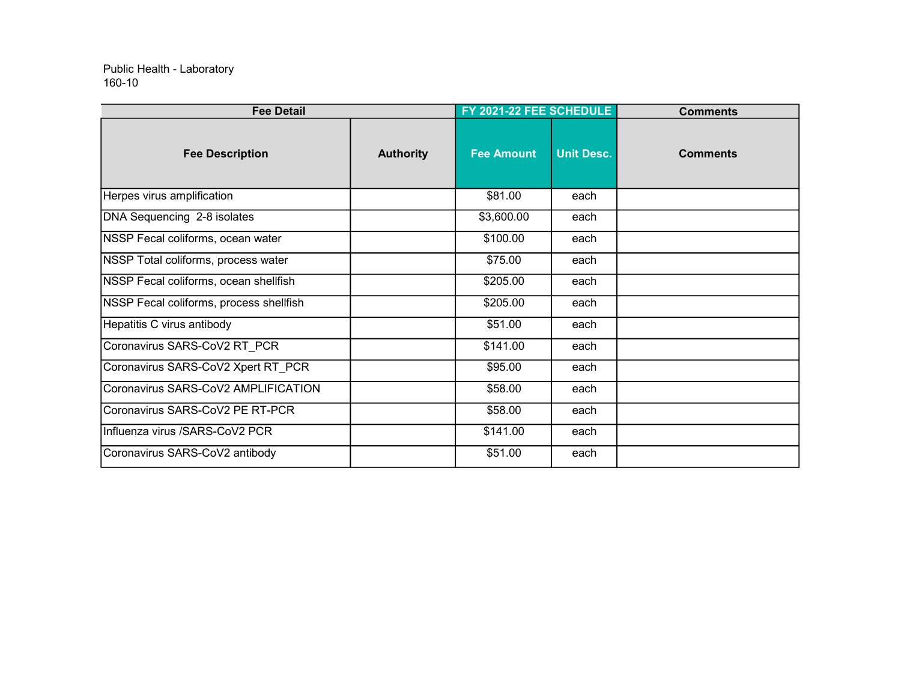Public Health - Laboratory
160-10

| Fee Detail | | FY 2021-22 FEE SCHEDULE | | Comments |
|---|---|---|---|---|
| **Fee Description** | **Authority** | **Fee Amount** | **Unit Desc.** | **Comments** |
| Herpes virus amplification | | $81.00 | each | |
| DNA Sequencing 2-8 isolates | | $3,600.00 | each | |
| NSSP Fecal coliforms, ocean water | | $100.00 | each | |
| NSSP Total coliforms, process water | | $75.00 | each | |
| NSSP Fecal coliforms, ocean shellfish | | $205.00 | each | |
| NSSP Fecal coliforms, process shellfish | | $205.00 | each | |
| Hepatitis C virus antibody | | $51.00 | each | |
| Coronavirus SARS-CoV2 RT_PCR | | $141.00 | each | |
| Coronavirus SARS-CoV2 Xpert RT_PCR | | $95.00 | each | |
| Coronavirus SARS-CoV2 AMPLIFICATION | | $58.00 | each | |
| Coronavirus SARS-CoV2 PE RT-PCR | | $58.00 | each | |
| Influenza virus /SARS-CoV2 PCR | | $141.00 | each | |
| Coronavirus SARS-CoV2 antibody | | $51.00 | each | |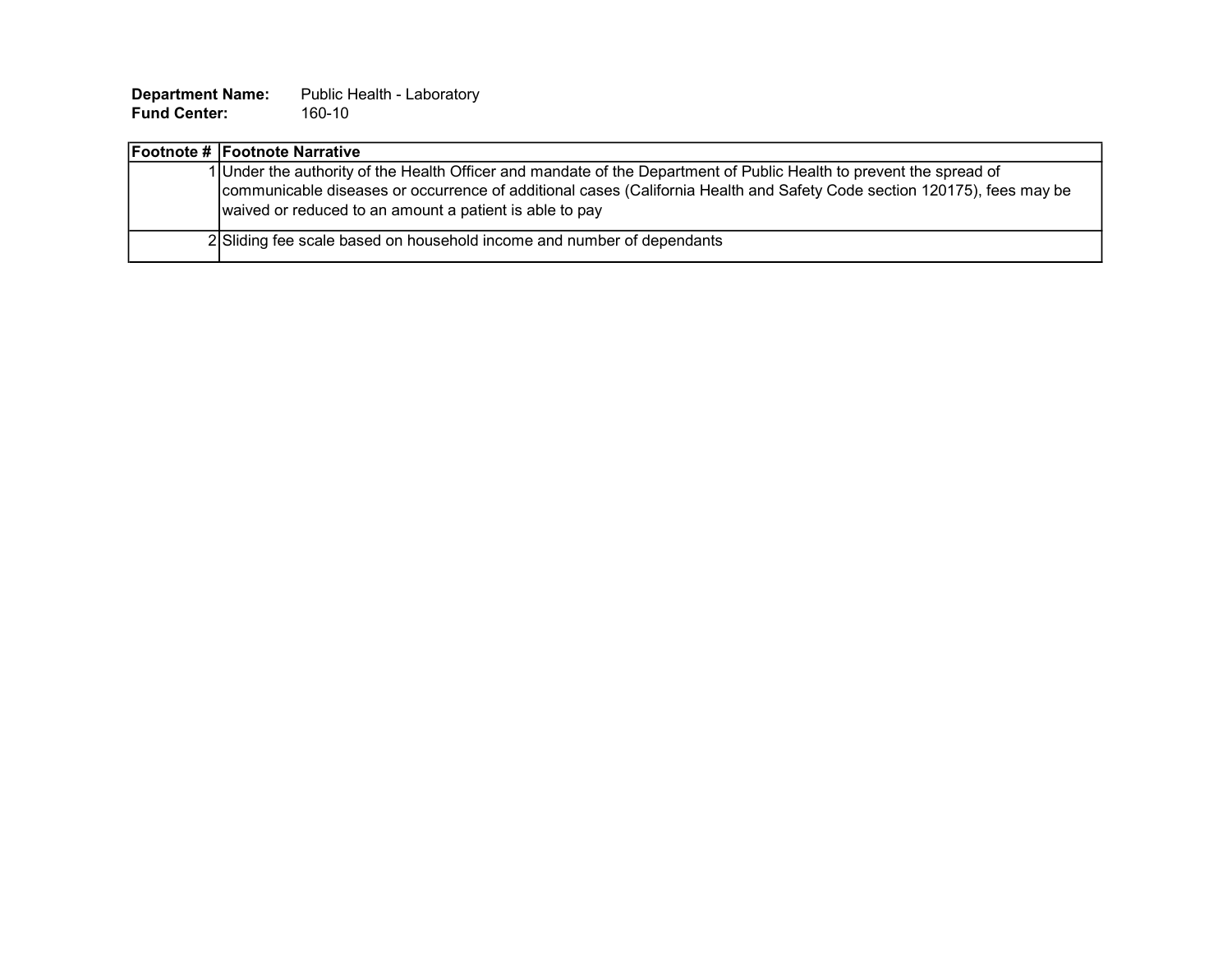**Department Name:** Public Health - Laboratory
**Fund Center:** 160-10

| Footnote # | Footnote Narrative |
|---|---|
| 1 | Under the authority of the Health Officer and mandate of the Department of Public Health to prevent the spread of communicable diseases or occurrence of additional cases (California Health and Safety Code section 120175), fees may be waived or reduced to an amount a patient is able to pay |
| 2 | Sliding fee scale based on household income and number of dependants |